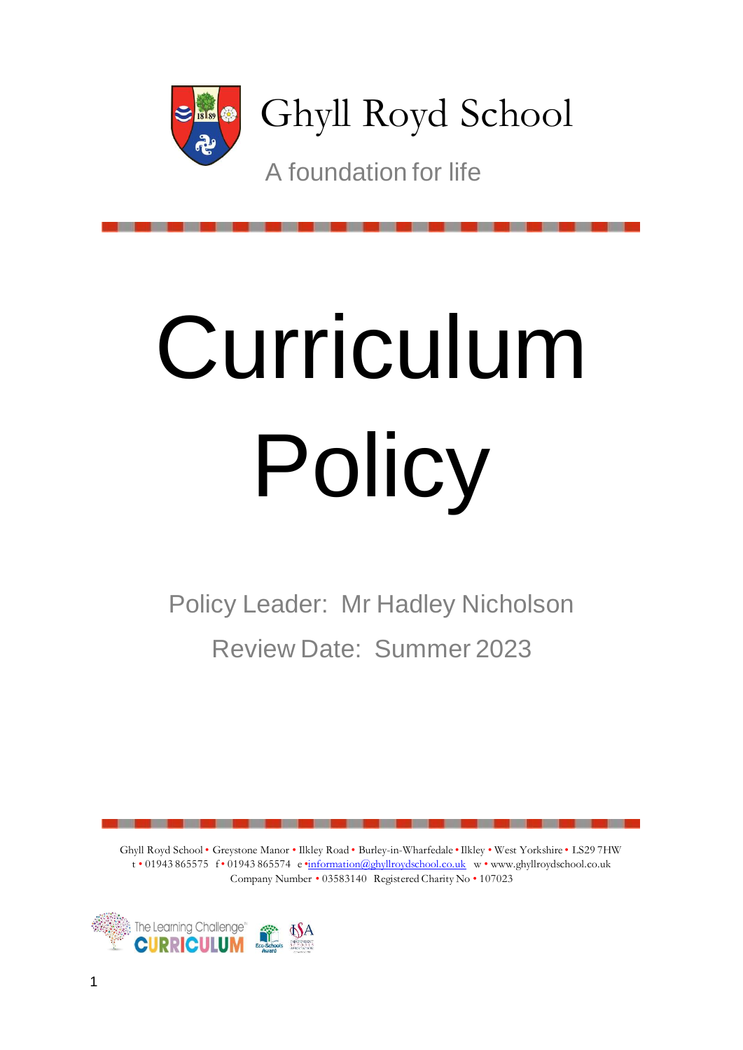Ghyll Royd School

A foundation for life

# Curriculum Policy

Policy Leader: Mr Hadley Nicholson

Review Date: Summer 2023

Ghyll Royd School • Greystone Manor • Ilkley Road • Burley-in-Wharfedale • Ilkley • West Yorkshire • LS29 7HW
t • 01943 865575 f • 01943 865574 e • information@ghyllroydschool.co.uk w • www.ghyllroydschool.co.uk
Company Number • 03583140 Registered Charity No • 107023

The Learning Challenge CURRICULUM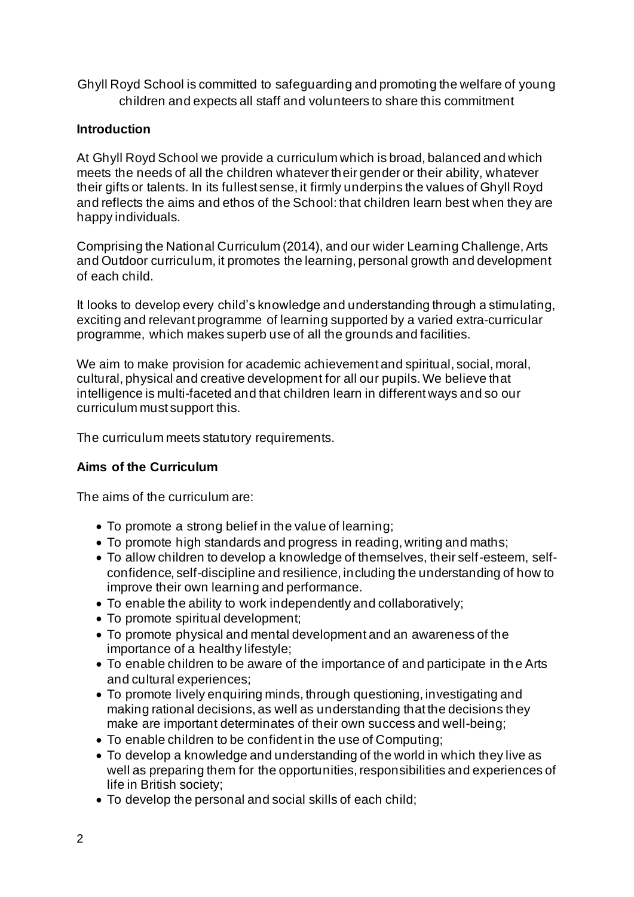Ghyll Royd School is committed to safeguarding and promoting the welfare of young children and expects all staff and volunteers to share this commitment

## Introduction

At Ghyll Royd School we provide a curriculum which is broad, balanced and which meets the needs of all the children whatever their gender or their ability, whatever their gifts or talents. In its fullest sense, it firmly underpins the values of Ghyll Royd and reflects the aims and ethos of the School: that children learn best when they are happy individuals.

Comprising the National Curriculum (2014), and our wider Learning Challenge, Arts and Outdoor curriculum, it promotes the learning, personal growth and development of each child.

It looks to develop every child's knowledge and understanding through a stimulating, exciting and relevant programme of learning supported by a varied extra-curricular programme, which makes superb use of all the grounds and facilities.

We aim to make provision for academic achievement and spiritual, social, moral, cultural, physical and creative development for all our pupils. We believe that intelligence is multi-faceted and that children learn in different ways and so our curriculum must support this.

The curriculum meets statutory requirements.

## Aims of the Curriculum

The aims of the curriculum are:

- To promote a strong belief in the value of learning;
- To promote high standards and progress in reading, writing and maths;
- To allow children to develop a knowledge of themselves, their self-esteem, self-confidence, self-discipline and resilience, including the understanding of how to improve their own learning and performance.
- To enable the ability to work independently and collaboratively;
- To promote spiritual development;
- To promote physical and mental development and an awareness of the importance of a healthy lifestyle;
- To enable children to be aware of the importance of and participate in the Arts and cultural experiences;
- To promote lively enquiring minds, through questioning, investigating and making rational decisions, as well as understanding that the decisions they make are important determinates of their own success and well-being;
- To enable children to be confident in the use of Computing;
- To develop a knowledge and understanding of the world in which they live as well as preparing them for the opportunities, responsibilities and experiences of life in British society;
- To develop the personal and social skills of each child;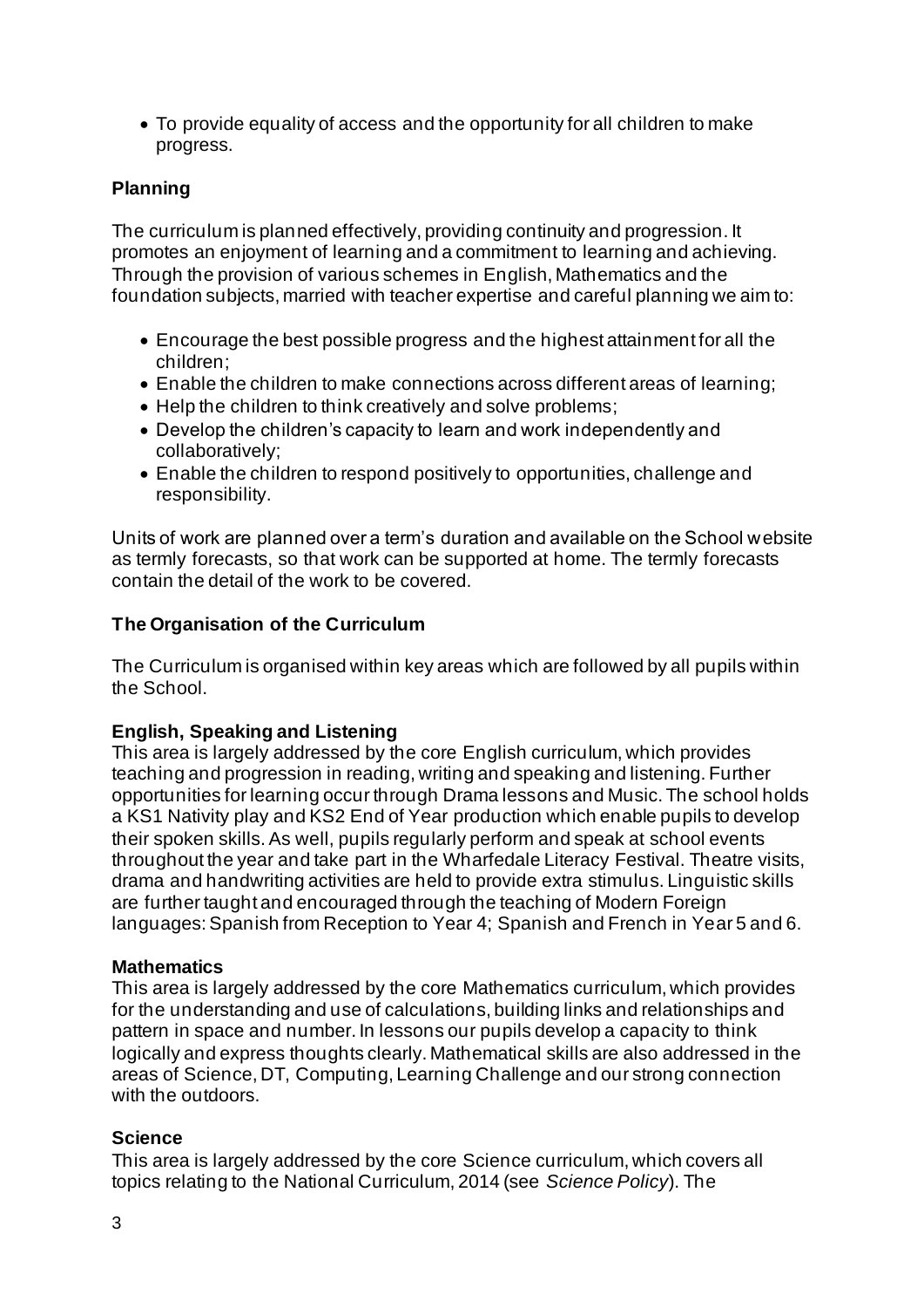- To provide equality of access and the opportunity for all children to make progress.

## Planning

The curriculum is planned effectively, providing continuity and progression. It promotes an enjoyment of learning and a commitment to learning and achieving. Through the provision of various schemes in English, Mathematics and the foundation subjects, married with teacher expertise and careful planning we aim to:

- Encourage the best possible progress and the highest attainment for all the children;
- Enable the children to make connections across different areas of learning;
- Help the children to think creatively and solve problems;
- Develop the children's capacity to learn and work independently and collaboratively;
- Enable the children to respond positively to opportunities, challenge and responsibility.

Units of work are planned over a term's duration and available on the School website as termly forecasts, so that work can be supported at home. The termly forecasts contain the detail of the work to be covered.

## The Organisation of the Curriculum

The Curriculum is organised within key areas which are followed by all pupils within the School.

### English, Speaking and Listening

This area is largely addressed by the core English curriculum, which provides teaching and progression in reading, writing and speaking and listening. Further opportunities for learning occur through Drama lessons and Music. The school holds a KS1 Nativity play and KS2 End of Year production which enable pupils to develop their spoken skills. As well, pupils regularly perform and speak at school events throughout the year and take part in the Wharfedale Literacy Festival. Theatre visits, drama and handwriting activities are held to provide extra stimulus. Linguistic skills are further taught and encouraged through the teaching of Modern Foreign languages: Spanish from Reception to Year 4; Spanish and French in Year 5 and 6.

### Mathematics

This area is largely addressed by the core Mathematics curriculum, which provides for the understanding and use of calculations, building links and relationships and pattern in space and number. In lessons our pupils develop a capacity to think logically and express thoughts clearly. Mathematical skills are also addressed in the areas of Science, DT, Computing, Learning Challenge and our strong connection with the outdoors.

### Science

This area is largely addressed by the core Science curriculum, which covers all topics relating to the National Curriculum, 2014 (see *Science Policy*). The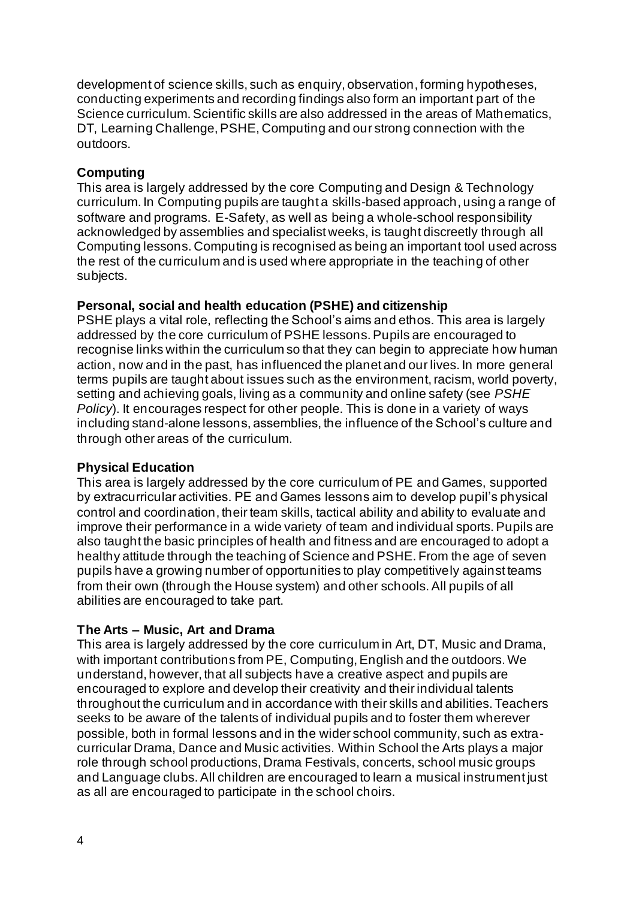development of science skills, such as enquiry, observation, forming hypotheses, conducting experiments and recording findings also form an important part of the Science curriculum. Scientific skills are also addressed in the areas of Mathematics, DT, Learning Challenge, PSHE, Computing and our strong connection with the outdoors.

**Computing**

This area is largely addressed by the core Computing and Design & Technology curriculum. In Computing pupils are taught a skills-based approach, using a range of software and programs. E-Safety, as well as being a whole-school responsibility acknowledged by assemblies and specialist weeks, is taught discreetly through all Computing lessons. Computing is recognised as being an important tool used across the rest of the curriculum and is used where appropriate in the teaching of other subjects.

**Personal, social and health education (PSHE) and citizenship**

PSHE plays a vital role, reflecting the School's aims and ethos. This area is largely addressed by the core curriculum of PSHE lessons. Pupils are encouraged to recognise links within the curriculum so that they can begin to appreciate how human action, now and in the past, has influenced the planet and our lives. In more general terms pupils are taught about issues such as the environment, racism, world poverty, setting and achieving goals, living as a community and online safety (see *PSHE Policy*). It encourages respect for other people. This is done in a variety of ways including stand-alone lessons, assemblies, the influence of the School's culture and through other areas of the curriculum.

**Physical Education**

This area is largely addressed by the core curriculum of PE and Games, supported by extracurricular activities. PE and Games lessons aim to develop pupil's physical control and coordination, their team skills, tactical ability and ability to evaluate and improve their performance in a wide variety of team and individual sports. Pupils are also taught the basic principles of health and fitness and are encouraged to adopt a healthy attitude through the teaching of Science and PSHE. From the age of seven pupils have a growing number of opportunities to play competitively against teams from their own (through the House system) and other schools. All pupils of all abilities are encouraged to take part.

**The Arts – Music, Art and Drama**

This area is largely addressed by the core curriculum in Art, DT, Music and Drama, with important contributions from PE, Computing, English and the outdoors. We understand, however, that all subjects have a creative aspect and pupils are encouraged to explore and develop their creativity and their individual talents throughout the curriculum and in accordance with their skills and abilities. Teachers seeks to be aware of the talents of individual pupils and to foster them wherever possible, both in formal lessons and in the wider school community, such as extra-curricular Drama, Dance and Music activities. Within School the Arts plays a major role through school productions, Drama Festivals, concerts, school music groups and Language clubs. All children are encouraged to learn a musical instrument just as all are encouraged to participate in the school choirs.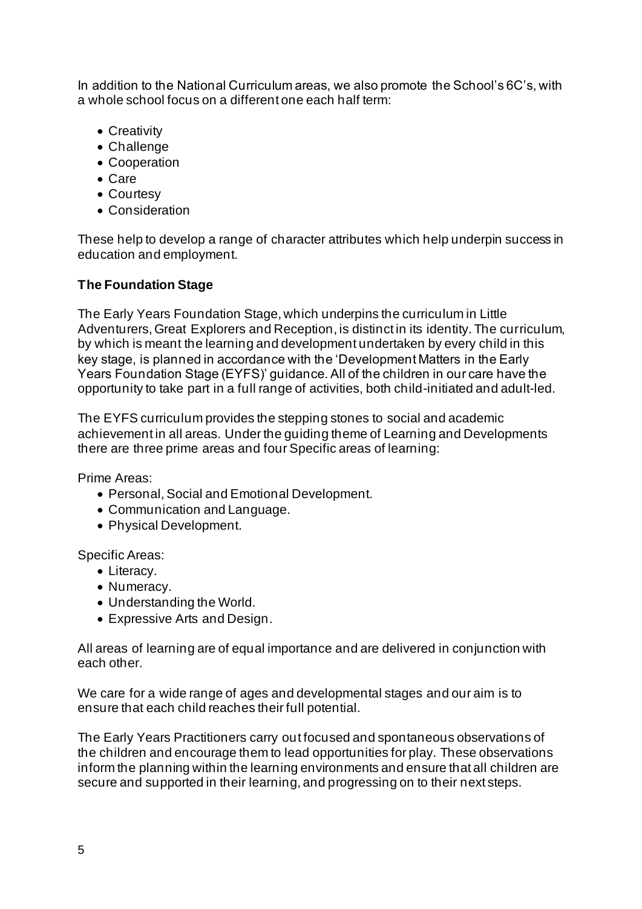In addition to the National Curriculum areas, we also promote the School's 6C's, with a whole school focus on a different one each half term:

- Creativity
- Challenge
- Cooperation
- Care
- Courtesy
- Consideration

These help to develop a range of character attributes which help underpin success in education and employment.

**The Foundation Stage**

The Early Years Foundation Stage, which underpins the curriculum in Little Adventurers, Great Explorers and Reception, is distinct in its identity. The curriculum, by which is meant the learning and development undertaken by every child in this key stage, is planned in accordance with the 'Development Matters in the Early Years Foundation Stage (EYFS)' guidance. All of the children in our care have the opportunity to take part in a full range of activities, both child-initiated and adult-led.

The EYFS curriculum provides the stepping stones to social and academic achievement in all areas. Under the guiding theme of Learning and Developments there are three prime areas and four Specific areas of learning:

Prime Areas:

- Personal, Social and Emotional Development.
- Communication and Language.
- Physical Development.

Specific Areas:

- Literacy.
- Numeracy.
- Understanding the World.
- Expressive Arts and Design.

All areas of learning are of equal importance and are delivered in conjunction with each other.

We care for a wide range of ages and developmental stages and our aim is to ensure that each child reaches their full potential.

The Early Years Practitioners carry out focused and spontaneous observations of the children and encourage them to lead opportunities for play. These observations inform the planning within the learning environments and ensure that all children are secure and supported in their learning, and progressing on to their next steps.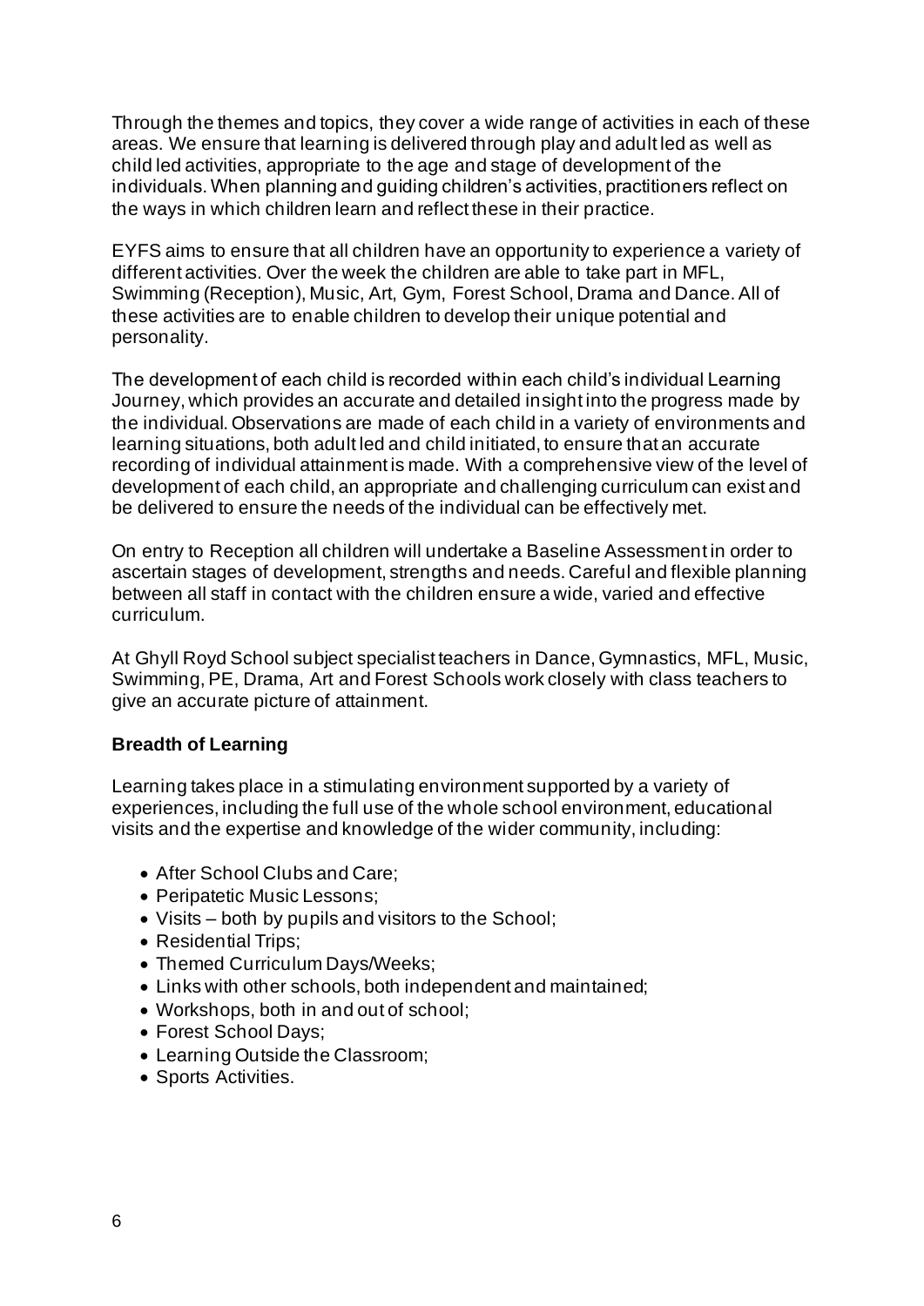Through the themes and topics, they cover a wide range of activities in each of these areas. We ensure that learning is delivered through play and adult led as well as child led activities, appropriate to the age and stage of development of the individuals. When planning and guiding children's activities, practitioners reflect on the ways in which children learn and reflect these in their practice.

EYFS aims to ensure that all children have an opportunity to experience a variety of different activities. Over the week the children are able to take part in MFL, Swimming (Reception), Music, Art, Gym, Forest School, Drama and Dance. All of these activities are to enable children to develop their unique potential and personality.

The development of each child is recorded within each child's individual Learning Journey, which provides an accurate and detailed insight into the progress made by the individual. Observations are made of each child in a variety of environments and learning situations, both adult led and child initiated, to ensure that an accurate recording of individual attainment is made. With a comprehensive view of the level of development of each child, an appropriate and challenging curriculum can exist and be delivered to ensure the needs of the individual can be effectively met.

On entry to Reception all children will undertake a Baseline Assessment in order to ascertain stages of development, strengths and needs. Careful and flexible planning between all staff in contact with the children ensure a wide, varied and effective curriculum.

At Ghyll Royd School subject specialist teachers in Dance, Gymnastics, MFL, Music, Swimming, PE, Drama, Art and Forest Schools work closely with class teachers to give an accurate picture of attainment.

**Breadth of Learning**

Learning takes place in a stimulating environment supported by a variety of experiences, including the full use of the whole school environment, educational visits and the expertise and knowledge of the wider community, including:

- After School Clubs and Care;
- Peripatetic Music Lessons;
- Visits – both by pupils and visitors to the School;
- Residential Trips;
- Themed Curriculum Days/Weeks;
- Links with other schools, both independent and maintained;
- Workshops, both in and out of school;
- Forest School Days;
- Learning Outside the Classroom;
- Sports Activities.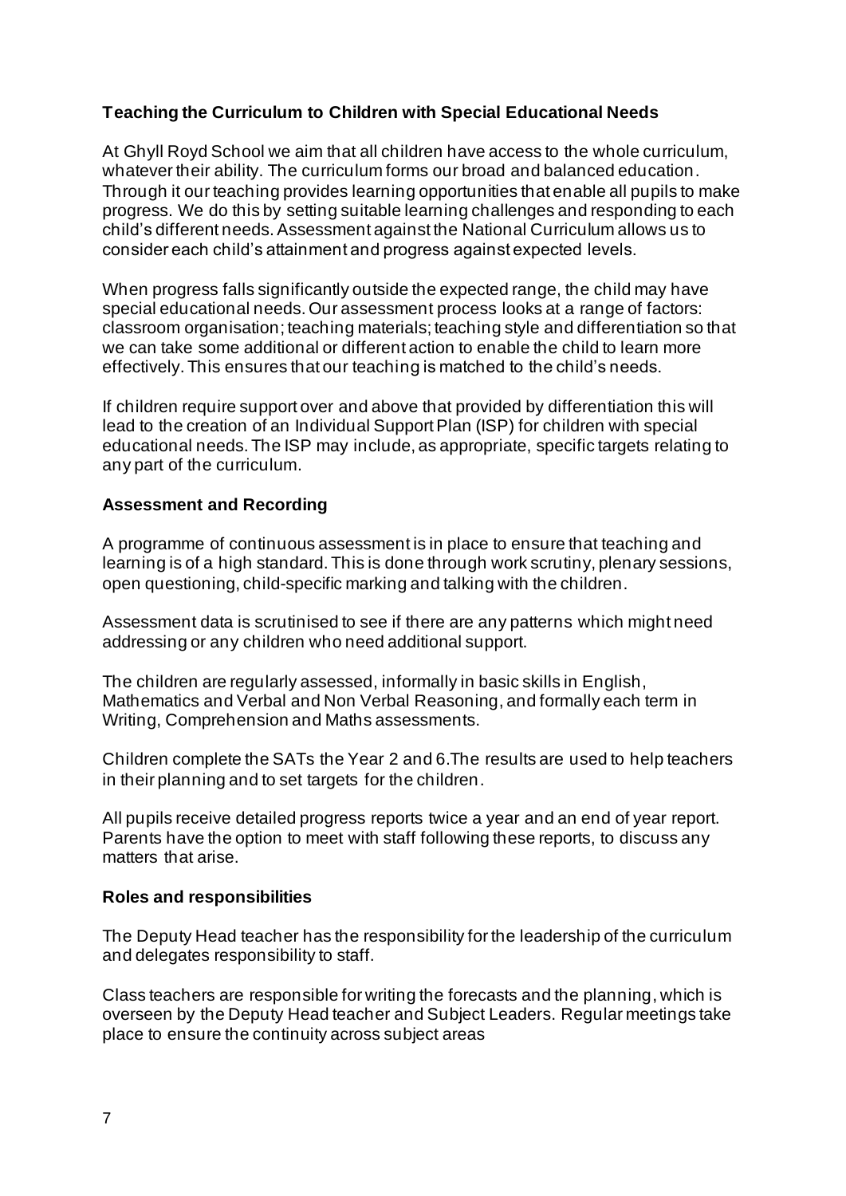## Teaching the Curriculum to Children with Special Educational Needs

At Ghyll Royd School we aim that all children have access to the whole curriculum, whatever their ability. The curriculum forms our broad and balanced education. Through it our teaching provides learning opportunities that enable all pupils to make progress. We do this by setting suitable learning challenges and responding to each child's different needs. Assessment against the National Curriculum allows us to consider each child's attainment and progress against expected levels.

When progress falls significantly outside the expected range, the child may have special educational needs. Our assessment process looks at a range of factors: classroom organisation; teaching materials; teaching style and differentiation so that we can take some additional or different action to enable the child to learn more effectively. This ensures that our teaching is matched to the child's needs.

If children require support over and above that provided by differentiation this will lead to the creation of an Individual Support Plan (ISP) for children with special educational needs. The ISP may include, as appropriate, specific targets relating to any part of the curriculum.

## Assessment and Recording

A programme of continuous assessment is in place to ensure that teaching and learning is of a high standard. This is done through work scrutiny, plenary sessions, open questioning, child-specific marking and talking with the children.

Assessment data is scrutinised to see if there are any patterns which might need addressing or any children who need additional support.

The children are regularly assessed, informally in basic skills in English, Mathematics and Verbal and Non Verbal Reasoning, and formally each term in Writing, Comprehension and Maths assessments.

Children complete the SATs the Year 2 and 6.The results are used to help teachers in their planning and to set targets for the children.

All pupils receive detailed progress reports twice a year and an end of year report. Parents have the option to meet with staff following these reports, to discuss any matters that arise.

## Roles and responsibilities

The Deputy Head teacher has the responsibility for the leadership of the curriculum and delegates responsibility to staff.

Class teachers are responsible for writing the forecasts and the planning, which is overseen by the Deputy Head teacher and Subject Leaders. Regular meetings take place to ensure the continuity across subject areas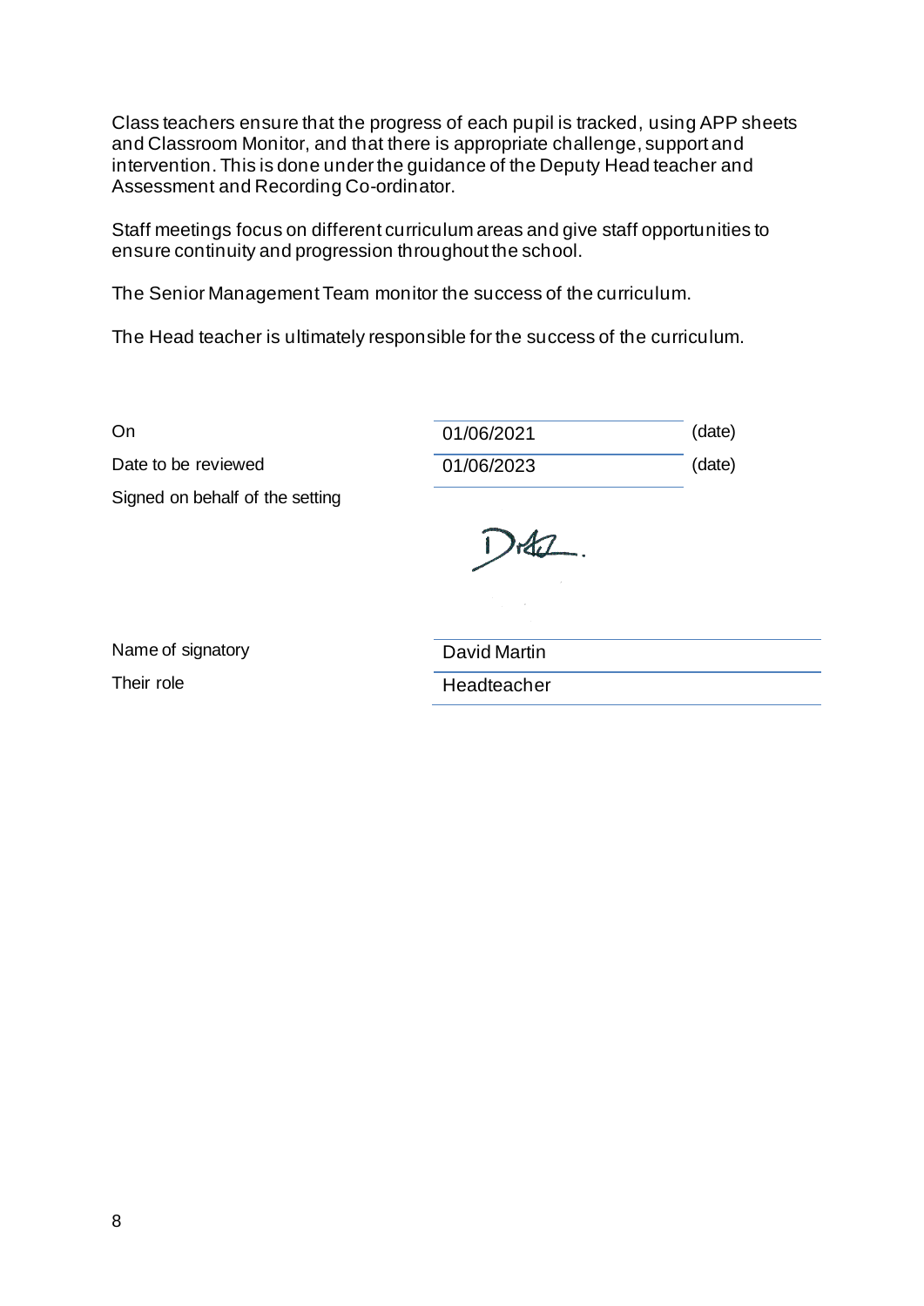Class teachers ensure that the progress of each pupil is tracked, using APP sheets and Classroom Monitor, and that there is appropriate challenge, support and intervention. This is done under the guidance of the Deputy Head teacher and Assessment and Recording Co-ordinator.

Staff meetings focus on different curriculum areas and give staff opportunities to ensure continuity and progression throughout the school.

The Senior Management Team monitor the success of the curriculum.

The Head teacher is ultimately responsible for the success of the curriculum.

| | | |
|---|---|---|
| On | 01/06/2021 | (date) |
| Date to be reviewed | 01/06/2023 | (date) |
| Signed on behalf of the setting | | |

| | |
|---|---|
| Name of signatory | David Martin |
| Their role | Headteacher |